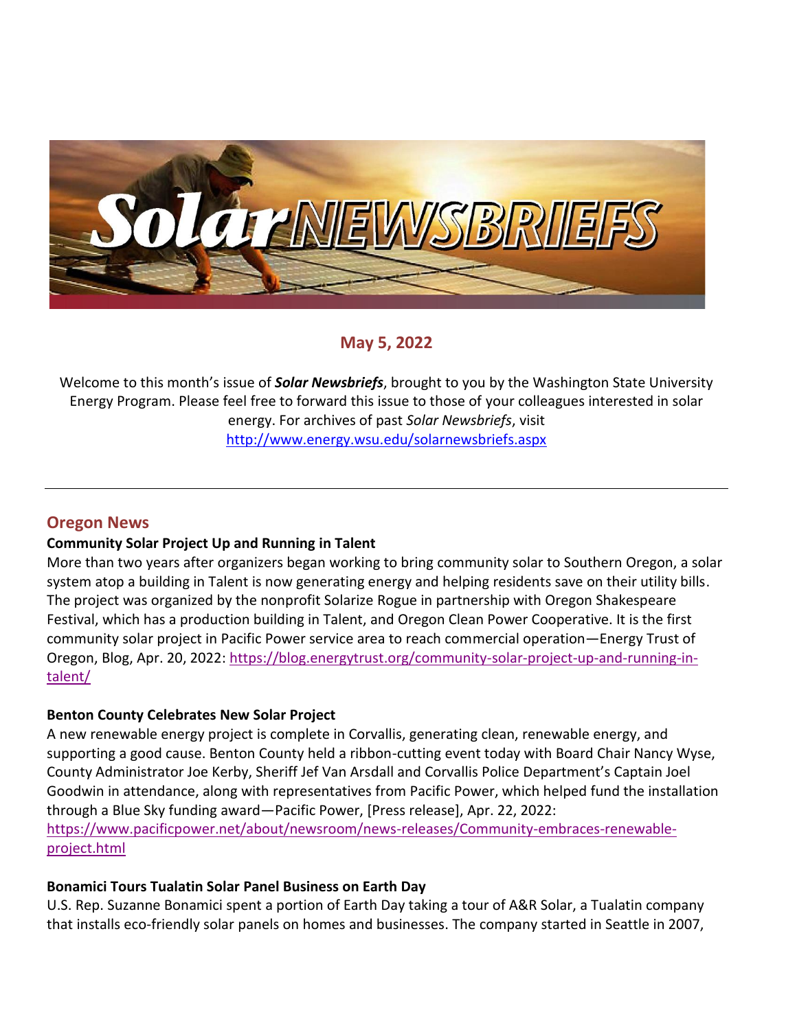# Solar NEWSBRIEFS

## May 5, 2022

Welcome to this month's issue of ***Solar Newsbriefs***, brought to you by the Washington State University Energy Program. Please feel free to forward this issue to those of your colleagues interested in solar energy. For archives of past *Solar Newsbriefs*, visit http://www.energy.wsu.edu/solarnewsbriefs.aspx

---

## Oregon News

### Community Solar Project Up and Running in Talent

More than two years after organizers began working to bring community solar to Southern Oregon, a solar system atop a building in Talent is now generating energy and helping residents save on their utility bills. The project was organized by the nonprofit Solarize Rogue in partnership with Oregon Shakespeare Festival, which has a production building in Talent, and Oregon Clean Power Cooperative. It is the first community solar project in Pacific Power service area to reach commercial operation—Energy Trust of Oregon, Blog, Apr. 20, 2022: https://blog.energytrust.org/community-solar-project-up-and-running-in-talent/

### Benton County Celebrates New Solar Project

A new renewable energy project is complete in Corvallis, generating clean, renewable energy, and supporting a good cause. Benton County held a ribbon-cutting event today with Board Chair Nancy Wyse, County Administrator Joe Kerby, Sheriff Jef Van Arsdall and Corvallis Police Department's Captain Joel Goodwin in attendance, along with representatives from Pacific Power, which helped fund the installation through a Blue Sky funding award—Pacific Power, [Press release], Apr. 22, 2022: https://www.pacificpower.net/about/newsroom/news-releases/Community-embraces-renewable-project.html

### Bonamici Tours Tualatin Solar Panel Business on Earth Day

U.S. Rep. Suzanne Bonamici spent a portion of Earth Day taking a tour of A&R Solar, a Tualatin company that installs eco-friendly solar panels on homes and businesses. The company started in Seattle in 2007,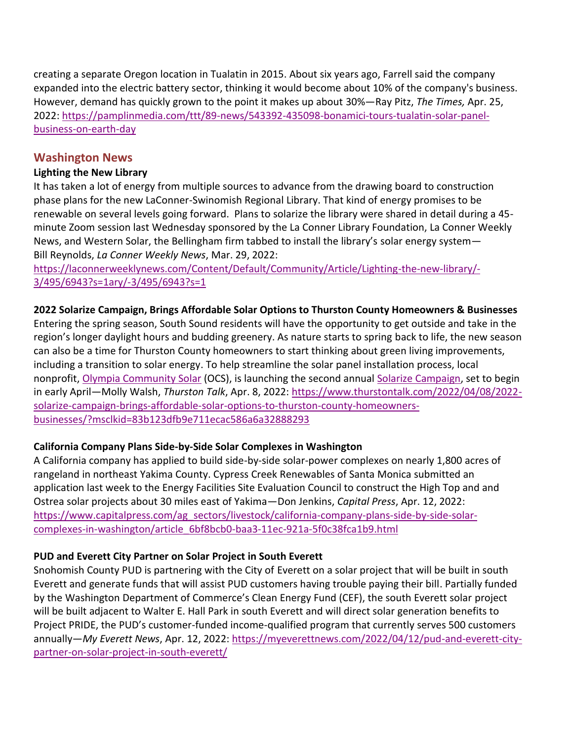creating a separate Oregon location in Tualatin in 2015. About six years ago, Farrell said the company expanded into the electric battery sector, thinking it would become about 10% of the company's business. However, demand has quickly grown to the point it makes up about 30%—Ray Pitz, *The Times,* Apr. 25, 2022: [https://pamplinmedia.com/ttt/89-news/543392-435098-bonamici-tours-tualatin-solar-panel-business-on-earth-day](https://pamplinmedia.com/ttt/89-news/543392-435098-bonamici-tours-tualatin-solar-panel-business-on-earth-day)

## Washington News

**Lighting the New Library**

It has taken a lot of energy from multiple sources to advance from the drawing board to construction phase plans for the new LaConner-Swinomish Regional Library. That kind of energy promises to be renewable on several levels going forward. Plans to solarize the library were shared in detail during a 45-minute Zoom session last Wednesday sponsored by the La Conner Library Foundation, La Conner Weekly News, and Western Solar, the Bellingham firm tabbed to install the library's solar energy system—Bill Reynolds, *La Conner Weekly News*, Mar. 29, 2022: [https://laconnerweeklynews.com/Content/Default/Community/Article/Lighting-the-new-library/-3/495/6943?s=1ary/-3/495/6943?s=1](https://laconnerweeklynews.com/Content/Default/Community/Article/Lighting-the-new-library/-3/495/6943?s=1ary/-3/495/6943?s=1)

**2022 Solarize Campaign, Brings Affordable Solar Options to Thurston County Homeowners & Businesses**

Entering the spring season, South Sound residents will have the opportunity to get outside and take in the region's longer daylight hours and budding greenery. As nature starts to spring back to life, the new season can also be a time for Thurston County homeowners to start thinking about green living improvements, including a transition to solar energy. To help streamline the solar panel installation process, local nonprofit, Olympia Community Solar (OCS), is launching the second annual Solarize Campaign, set to begin in early April—Molly Walsh, *Thurston Talk*, Apr. 8, 2022: [https://www.thurstontalk.com/2022/04/08/2022-solarize-campaign-brings-affordable-solar-options-to-thurston-county-homeowners-businesses/?msclkid=83b123dfb9e711ecac586a6a32888293](https://www.thurstontalk.com/2022/04/08/2022-solarize-campaign-brings-affordable-solar-options-to-thurston-county-homeowners-businesses/?msclkid=83b123dfb9e711ecac586a6a32888293)

**California Company Plans Side-by-Side Solar Complexes in Washington**

A California company has applied to build side-by-side solar-power complexes on nearly 1,800 acres of rangeland in northeast Yakima County. Cypress Creek Renewables of Santa Monica submitted an application last week to the Energy Facilities Site Evaluation Council to construct the High Top and and Ostrea solar projects about 30 miles east of Yakima—Don Jenkins, *Capital Press*, Apr. 12, 2022: [https://www.capitalpress.com/ag_sectors/livestock/california-company-plans-side-by-side-solar-complexes-in-washington/article_6bf8bcb0-baa3-11ec-921a-5f0c38fca1b9.html](https://www.capitalpress.com/ag_sectors/livestock/california-company-plans-side-by-side-solar-complexes-in-washington/article_6bf8bcb0-baa3-11ec-921a-5f0c38fca1b9.html)

**PUD and Everett City Partner on Solar Project in South Everett**

Snohomish County PUD is partnering with the City of Everett on a solar project that will be built in south Everett and generate funds that will assist PUD customers having trouble paying their bill. Partially funded by the Washington Department of Commerce's Clean Energy Fund (CEF), the south Everett solar project will be built adjacent to Walter E. Hall Park in south Everett and will direct solar generation benefits to Project PRIDE, the PUD's customer-funded income-qualified program that currently serves 500 customers annually—*My Everett News*, Apr. 12, 2022: [https://myeverettnews.com/2022/04/12/pud-and-everett-city-partner-on-solar-project-in-south-everett/](https://myeverettnews.com/2022/04/12/pud-and-everett-city-partner-on-solar-project-in-south-everett/)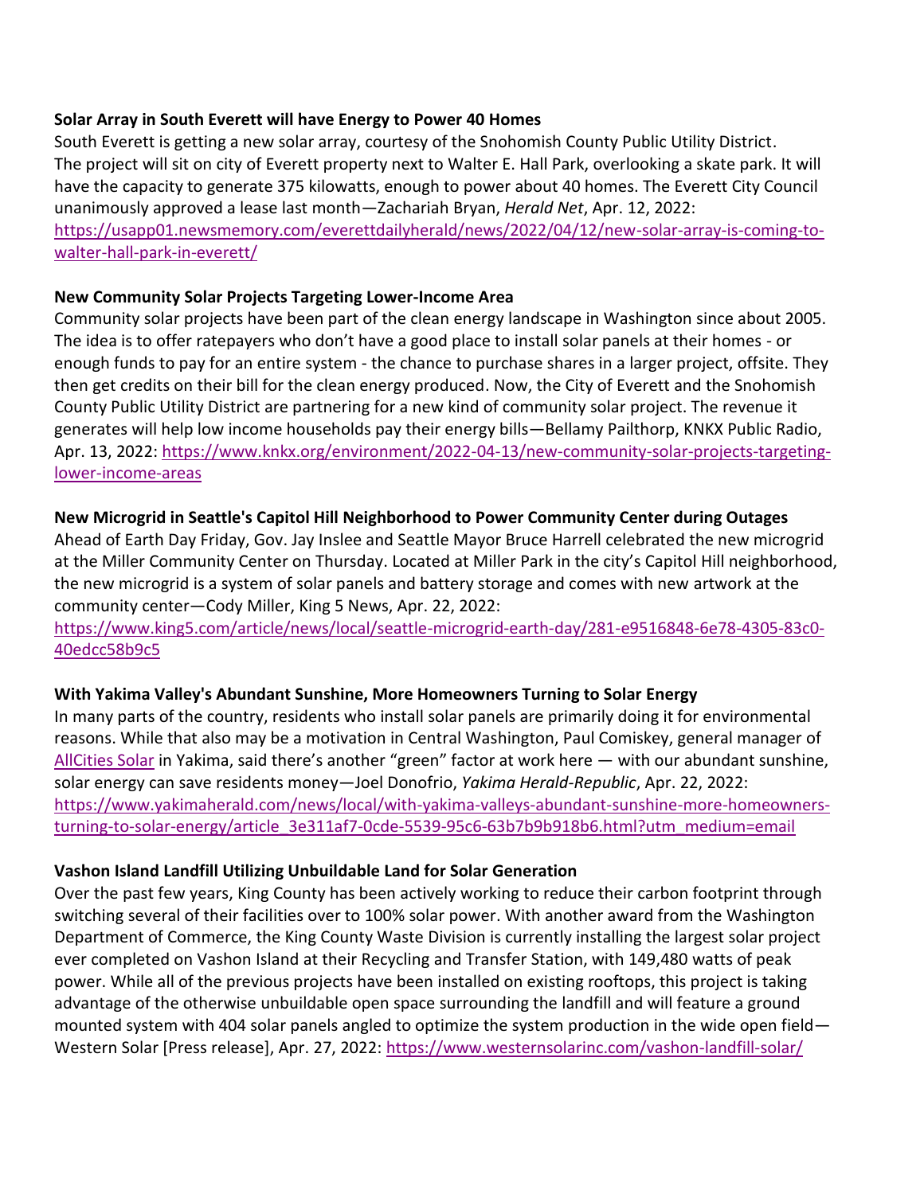**Solar Array in South Everett will have Energy to Power 40 Homes**

South Everett is getting a new solar array, courtesy of the Snohomish County Public Utility District. The project will sit on city of Everett property next to Walter E. Hall Park, overlooking a skate park. It will have the capacity to generate 375 kilowatts, enough to power about 40 homes. The Everett City Council unanimously approved a lease last month—Zachariah Bryan, *Herald Net*, Apr. 12, 2022: [https://usapp01.newsmemory.com/everettdailyherald/news/2022/04/12/new-solar-array-is-coming-to-walter-hall-park-in-everett/](https://usapp01.newsmemory.com/everettdailyherald/news/2022/04/12/new-solar-array-is-coming-to-walter-hall-park-in-everett/)

**New Community Solar Projects Targeting Lower-Income Area**

Community solar projects have been part of the clean energy landscape in Washington since about 2005. The idea is to offer ratepayers who don't have a good place to install solar panels at their homes - or enough funds to pay for an entire system - the chance to purchase shares in a larger project, offsite. They then get credits on their bill for the clean energy produced. Now, the City of Everett and the Snohomish County Public Utility District are partnering for a new kind of community solar project. The revenue it generates will help low income households pay their energy bills—Bellamy Pailthorp, KNKX Public Radio, Apr. 13, 2022: [https://www.knkx.org/environment/2022-04-13/new-community-solar-projects-targeting-lower-income-areas](https://www.knkx.org/environment/2022-04-13/new-community-solar-projects-targeting-lower-income-areas)

**New Microgrid in Seattle's Capitol Hill Neighborhood to Power Community Center during Outages**

Ahead of Earth Day Friday, Gov. Jay Inslee and Seattle Mayor Bruce Harrell celebrated the new microgrid at the Miller Community Center on Thursday. Located at Miller Park in the city's Capitol Hill neighborhood, the new microgrid is a system of solar panels and battery storage and comes with new artwork at the community center—Cody Miller, King 5 News, Apr. 22, 2022: [https://www.king5.com/article/news/local/seattle-microgrid-earth-day/281-e9516848-6e78-4305-83c0-40edcc58b9c5](https://www.king5.com/article/news/local/seattle-microgrid-earth-day/281-e9516848-6e78-4305-83c0-40edcc58b9c5)

**With Yakima Valley's Abundant Sunshine, More Homeowners Turning to Solar Energy**

In many parts of the country, residents who install solar panels are primarily doing it for environmental reasons. While that also may be a motivation in Central Washington, Paul Comiskey, general manager of AllCities Solar in Yakima, said there's another "green" factor at work here — with our abundant sunshine, solar energy can save residents money—Joel Donofrio, *Yakima Herald-Republic*, Apr. 22, 2022: [https://www.yakimaherald.com/news/local/with-yakima-valleys-abundant-sunshine-more-homeowners-turning-to-solar-energy/article_3e311af7-0cde-5539-95c6-63b7b9b918b6.html?utm_medium=email](https://www.yakimaherald.com/news/local/with-yakima-valleys-abundant-sunshine-more-homeowners-turning-to-solar-energy/article_3e311af7-0cde-5539-95c6-63b7b9b918b6.html?utm_medium=email)

**Vashon Island Landfill Utilizing Unbuildable Land for Solar Generation**

Over the past few years, King County has been actively working to reduce their carbon footprint through switching several of their facilities over to 100% solar power. With another award from the Washington Department of Commerce, the King County Waste Division is currently installing the largest solar project ever completed on Vashon Island at their Recycling and Transfer Station, with 149,480 watts of peak power. While all of the previous projects have been installed on existing rooftops, this project is taking advantage of the otherwise unbuildable open space surrounding the landfill and will feature a ground mounted system with 404 solar panels angled to optimize the system production in the wide open field—Western Solar [Press release], Apr. 27, 2022: [https://www.westernsolarinc.com/vashon-landfill-solar/](https://www.westernsolarinc.com/vashon-landfill-solar/)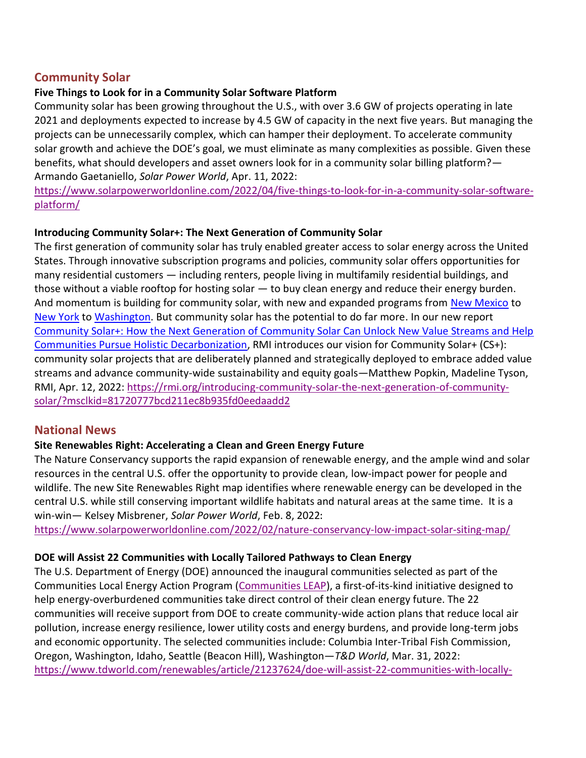## Community Solar

**Five Things to Look for in a Community Solar Software Platform**

Community solar has been growing throughout the U.S., with over 3.6 GW of projects operating in late 2021 and deployments expected to increase by 4.5 GW of capacity in the next five years. But managing the projects can be unnecessarily complex, which can hamper their deployment. To accelerate community solar growth and achieve the DOE's goal, we must eliminate as many complexities as possible. Given these benefits, what should developers and asset owners look for in a community solar billing platform?—Armando Gaetaniello, *Solar Power World*, Apr. 11, 2022: [https://www.solarpowerworldonline.com/2022/04/five-things-to-look-for-in-a-community-solar-software-platform/](https://www.solarpowerworldonline.com/2022/04/five-things-to-look-for-in-a-community-solar-software-platform/)

**Introducing Community Solar+: The Next Generation of Community Solar**

The first generation of community solar has truly enabled greater access to solar energy across the United States. Through innovative subscription programs and policies, community solar offers opportunities for many residential customers — including renters, people living in multifamily residential buildings, and those without a viable rooftop for hosting solar — to buy clean energy and reduce their energy burden. And momentum is building for community solar, with new and expanded programs from New Mexico to New York to Washington. But community solar has the potential to do far more. In our new report Community Solar+: How the Next Generation of Community Solar Can Unlock New Value Streams and Help Communities Pursue Holistic Decarbonization, RMI introduces our vision for Community Solar+ (CS+): community solar projects that are deliberately planned and strategically deployed to embrace added value streams and advance community-wide sustainability and equity goals—Matthew Popkin, Madeline Tyson, RMI, Apr. 12, 2022: [https://rmi.org/introducing-community-solar-the-next-generation-of-community-solar/?msclkid=81720777bcd211ec8b935fd0eedaadd2](https://rmi.org/introducing-community-solar-the-next-generation-of-community-solar/?msclkid=81720777bcd211ec8b935fd0eedaadd2)

## National News

**Site Renewables Right: Accelerating a Clean and Green Energy Future**

The Nature Conservancy supports the rapid expansion of renewable energy, and the ample wind and solar resources in the central U.S. offer the opportunity to provide clean, low-impact power for people and wildlife. The new Site Renewables Right map identifies where renewable energy can be developed in the central U.S. while still conserving important wildlife habitats and natural areas at the same time. It is a win-win— Kelsey Misbrener, *Solar Power World*, Feb. 8, 2022: [https://www.solarpowerworldonline.com/2022/02/nature-conservancy-low-impact-solar-siting-map/](https://www.solarpowerworldonline.com/2022/02/nature-conservancy-low-impact-solar-siting-map/)

**DOE will Assist 22 Communities with Locally Tailored Pathways to Clean Energy**

The U.S. Department of Energy (DOE) announced the inaugural communities selected as part of the Communities Local Energy Action Program (Communities LEAP), a first-of-its-kind initiative designed to help energy-overburdened communities take direct control of their clean energy future. The 22 communities will receive support from DOE to create community-wide action plans that reduce local air pollution, increase energy resilience, lower utility costs and energy burdens, and provide long-term jobs and economic opportunity. The selected communities include: Columbia Inter-Tribal Fish Commission, Oregon, Washington, Idaho, Seattle (Beacon Hill), Washington—*T&D World*, Mar. 31, 2022: https://www.tdworld.com/renewables/article/21237624/doe-will-assist-22-communities-with-locally-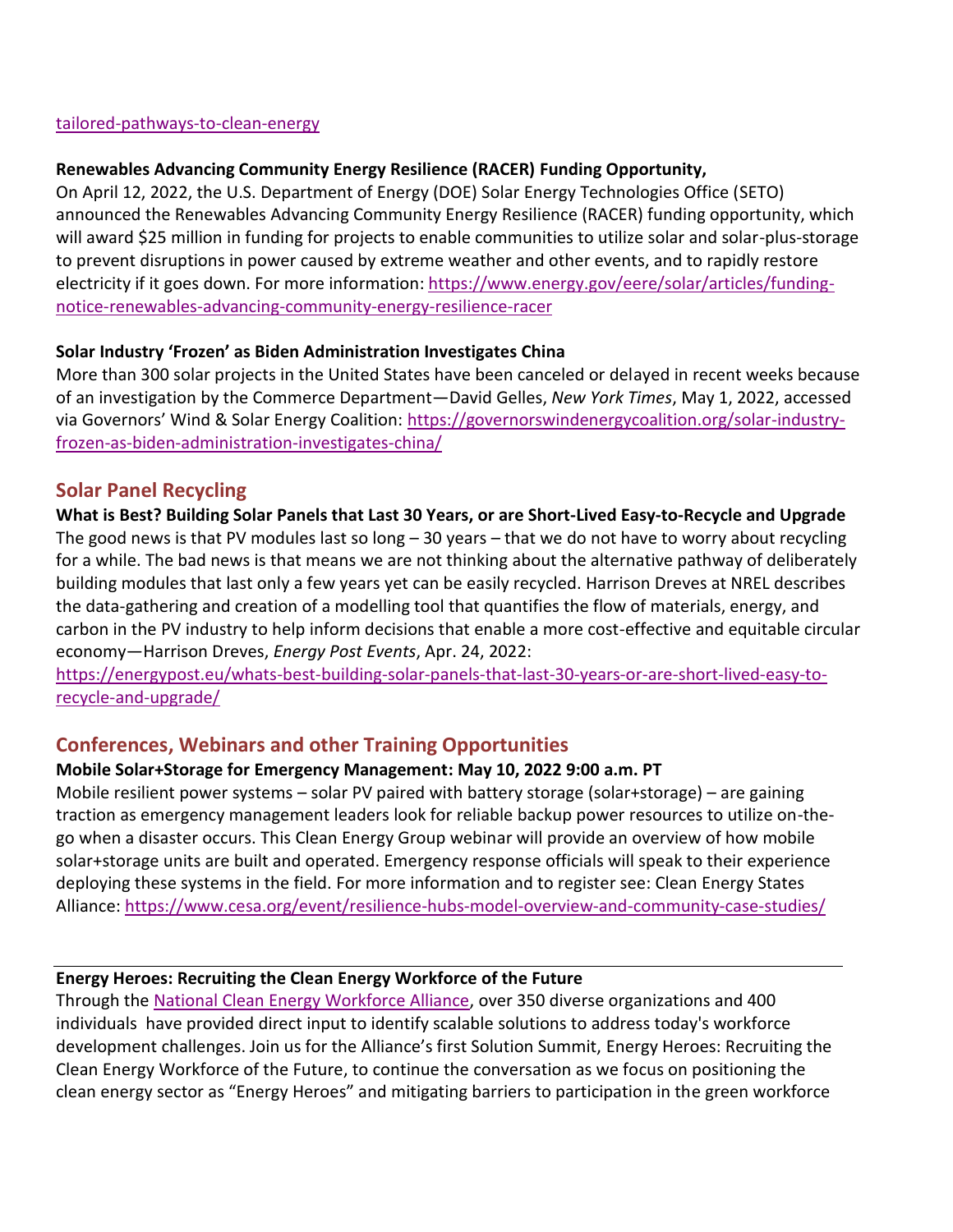[tailored-pathways-to-clean-energy](tailored-pathways-to-clean-energy)

**Renewables Advancing Community Energy Resilience (RACER) Funding Opportunity,**

On April 12, 2022, the U.S. Department of Energy (DOE) Solar Energy Technologies Office (SETO) announced the Renewables Advancing Community Energy Resilience (RACER) funding opportunity, which will award $25 million in funding for projects to enable communities to utilize solar and solar-plus-storage to prevent disruptions in power caused by extreme weather and other events, and to rapidly restore electricity if it goes down. For more information: [https://www.energy.gov/eere/solar/articles/funding-notice-renewables-advancing-community-energy-resilience-racer](https://www.energy.gov/eere/solar/articles/funding-notice-renewables-advancing-community-energy-resilience-racer)

**Solar Industry 'Frozen' as Biden Administration Investigates China**

More than 300 solar projects in the United States have been canceled or delayed in recent weeks because of an investigation by the Commerce Department—David Gelles, *New York Times*, May 1, 2022, accessed via Governors' Wind & Solar Energy Coalition: [https://governorswindenergycoalition.org/solar-industry-frozen-as-biden-administration-investigates-china/](https://governorswindenergycoalition.org/solar-industry-frozen-as-biden-administration-investigates-china/)

## Solar Panel Recycling

**What is Best? Building Solar Panels that Last 30 Years, or are Short-Lived Easy-to-Recycle and Upgrade**

The good news is that PV modules last so long – 30 years – that we do not have to worry about recycling for a while. The bad news is that means we are not thinking about the alternative pathway of deliberately building modules that last only a few years yet can be easily recycled. Harrison Dreves at NREL describes the data-gathering and creation of a modelling tool that quantifies the flow of materials, energy, and carbon in the PV industry to help inform decisions that enable a more cost-effective and equitable circular economy—Harrison Dreves, *Energy Post Events*, Apr. 24, 2022: [https://energypost.eu/whats-best-building-solar-panels-that-last-30-years-or-are-short-lived-easy-to-recycle-and-upgrade/](https://energypost.eu/whats-best-building-solar-panels-that-last-30-years-or-are-short-lived-easy-to-recycle-and-upgrade/)

## Conferences, Webinars and other Training Opportunities

**Mobile Solar+Storage for Emergency Management: May 10, 2022 9:00 a.m. PT**

Mobile resilient power systems – solar PV paired with battery storage (solar+storage) – are gaining traction as emergency management leaders look for reliable backup power resources to utilize on-the-go when a disaster occurs. This Clean Energy Group webinar will provide an overview of how mobile solar+storage units are built and operated. Emergency response officials will speak to their experience deploying these systems in the field. For more information and to register see: Clean Energy States Alliance: [https://www.cesa.org/event/resilience-hubs-model-overview-and-community-case-studies/](https://www.cesa.org/event/resilience-hubs-model-overview-and-community-case-studies/)

---

**Energy Heroes: Recruiting the Clean Energy Workforce of the Future**

Through the [National Clean Energy Workforce Alliance](National Clean Energy Workforce Alliance), over 350 diverse organizations and 400 individuals have provided direct input to identify scalable solutions to address today's workforce development challenges. Join us for the Alliance's first Solution Summit, Energy Heroes: Recruiting the Clean Energy Workforce of the Future, to continue the conversation as we focus on positioning the clean energy sector as "Energy Heroes" and mitigating barriers to participation in the green workforce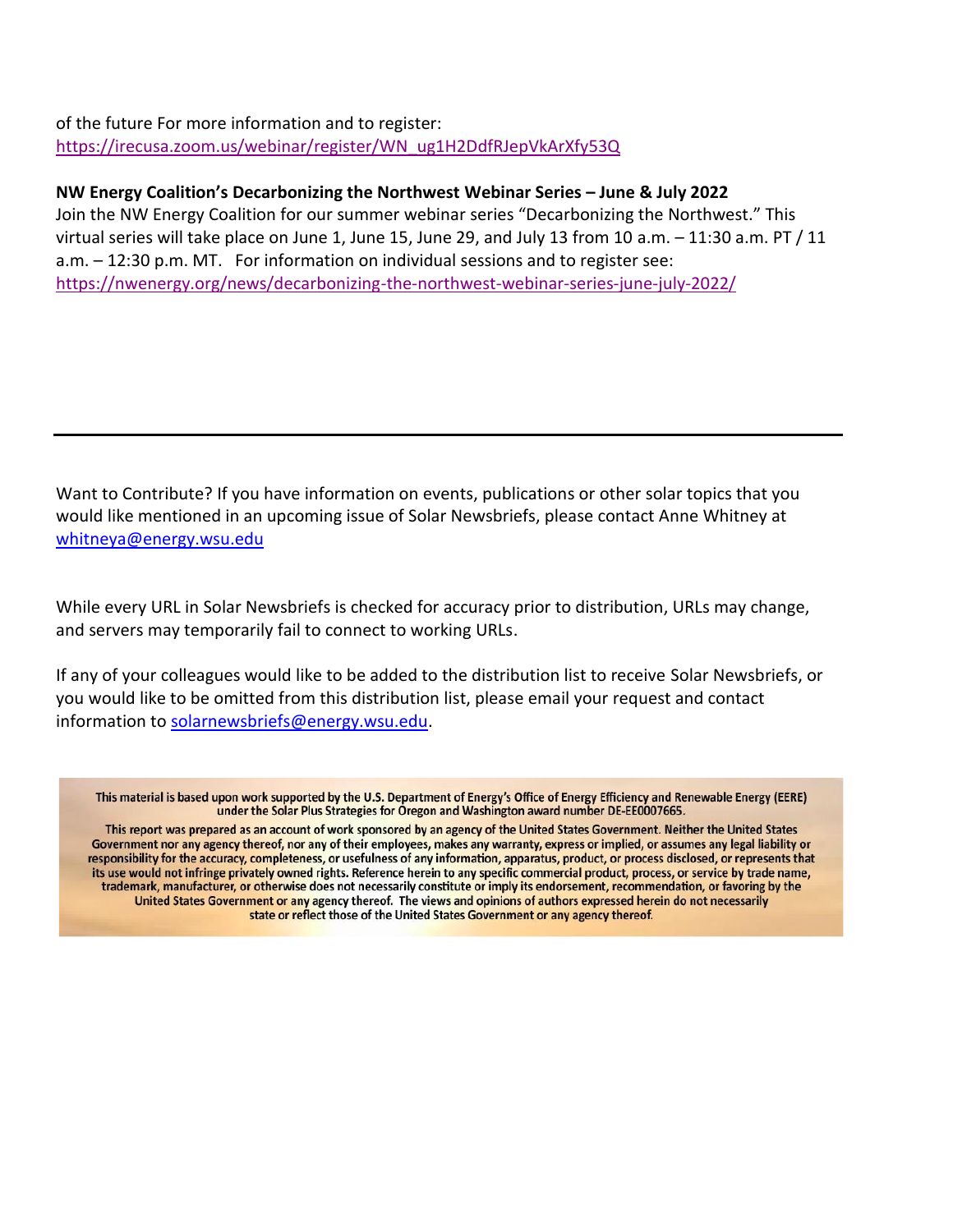of the future For more information and to register: https://irecusa.zoom.us/webinar/register/WN_ug1H2DdfRJepVkArXfy53Q

**NW Energy Coalition's Decarbonizing the Northwest Webinar Series – June & July 2022**

Join the NW Energy Coalition for our summer webinar series "Decarbonizing the Northwest." This virtual series will take place on June 1, June 15, June 29, and July 13 from 10 a.m. – 11:30 a.m. PT / 11 a.m. – 12:30 p.m. MT. For information on individual sessions and to register see: https://nwenergy.org/news/decarbonizing-the-northwest-webinar-series-june-july-2022/

---

Want to Contribute? If you have information on events, publications or other solar topics that you would like mentioned in an upcoming issue of Solar Newsbriefs, please contact Anne Whitney at whitneya@energy.wsu.edu

While every URL in Solar Newsbriefs is checked for accuracy prior to distribution, URLs may change, and servers may temporarily fail to connect to working URLs.

If any of your colleagues would like to be added to the distribution list to receive Solar Newsbriefs, or you would like to be omitted from this distribution list, please email your request and contact information to solarnewsbriefs@energy.wsu.edu.

**This material is based upon work supported by the U.S. Department of Energy's Office of Energy Efficiency and Renewable Energy (EERE) under the Solar Plus Strategies for Oregon and Washington award number DE-EE0007665.**

**This report was prepared as an account of work sponsored by an agency of the United States Government. Neither the United States Government nor any agency thereof, nor any of their employees, makes any warranty, express or implied, or assumes any legal liability or responsibility for the accuracy, completeness, or usefulness of any information, apparatus, product, or process disclosed, or represents that its use would not infringe privately owned rights. Reference herein to any specific commercial product, process, or service by trade name, trademark, manufacturer, or otherwise does not necessarily constitute or imply its endorsement, recommendation, or favoring by the United States Government or any agency thereof. The views and opinions of authors expressed herein do not necessarily state or reflect those of the United States Government or any agency thereof.**